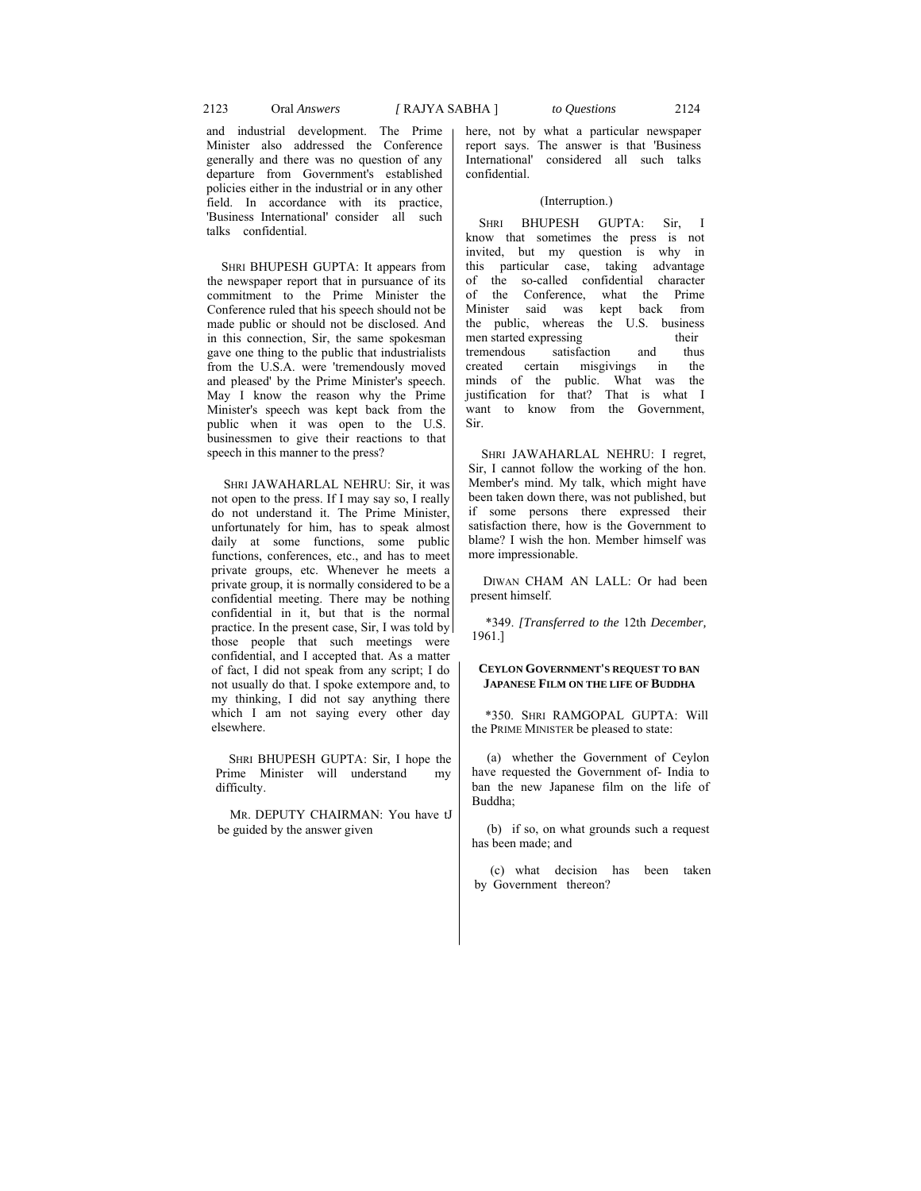and industrial development. The Prime Minister also addressed the Conference generally and there was no question of any departure from Government's established policies either in the industrial or in any other field. In accordance with its practice, 'Business International' consider all such talks confidential.

SHRI BHUPESH GUPTA: It appears from the newspaper report that in pursuance of its commitment to the Prime Minister the Conference ruled that his speech should not be made public or should not be disclosed. And in this connection, Sir, the same spokesman gave one thing to the public that industrialists from the U.S.A. were 'tremendously moved and pleased' by the Prime Minister's speech. May I know the reason why the Prime Minister's speech was kept back from the public when it was open to the U.S. businessmen to give their reactions to that speech in this manner to the press?

SHRI JAWAHARLAL NEHRU: Sir, it was not open to the press. If I may say so, I really do not understand it. The Prime Minister, unfortunately for him, has to speak almost daily at some functions, some public functions, conferences, etc., and has to meet private groups, etc. Whenever he meets a private group, it is normally considered to be a confidential meeting. There may be nothing confidential in it, but that is the normal practice. In the present case, Sir, I was told by those people that such meetings were confidential, and I accepted that. As a matter of fact, I did not speak from any script; I do not usually do that. I spoke extempore and, to my thinking, I did not say anything there which I am not saying every other day elsewhere.

SHRI BHUPESH GUPTA: Sir, I hope the Prime Minister will understand my difficulty.

MR. DEPUTY CHAIRMAN: You have tJ be guided by the answer given here, not by what a particular newspaper report says. The answer is that 'Business International' considered all such talks confidential.

(Interruption.)

SHRI BHUPESH GUPTA: Sir, I know that sometimes the press is not invited, but my question is why in this particular case, taking advantage of the so-called confidential character of the Conference, what the Prime Minister said was kept back from the public, whereas the U.S. business men started expressing their tremendous satisfaction and thus created certain misgivings in the minds of the public. What was the justification for that? That is what I want to know from the Government, Sir.

SHRI JAWAHARLAL NEHRU: I regret, Sir, I cannot follow the working of the hon. Member's mind. My talk, which might have been taken down there, was not published, but if some persons there expressed their satisfaction there, how is the Government to blame? I wish the hon. Member himself was more impressionable.

DIWAN CHAM AN LALL: Or had been present himself.

*349. *[Transferred to the* 12th *December,* 1961.]

**CEYLON GOVERNMENT'S REQUEST TO BAN JAPANESE FILM ON THE LIFE OF BUDDHA**

*350. SHRI RAMGOPAL GUPTA: Will the PRIME MINISTER be pleased to state:

(a) whether the Government of Ceylon have requested the Government of- India to ban the new Japanese film on the life of Buddha;

(b) if so, on what grounds such a request has been made; and

(c) what decision has been taken by Government thereon?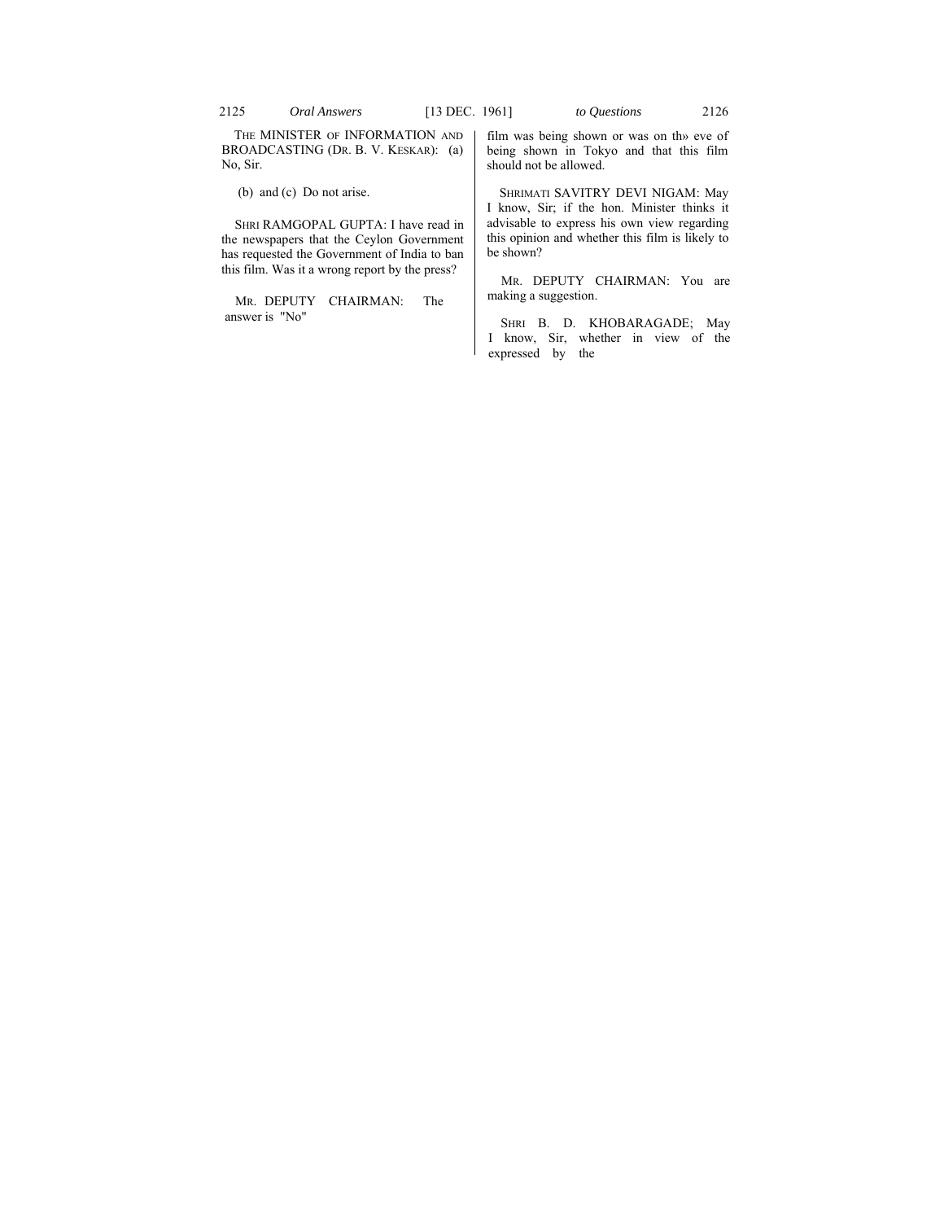THE MINISTER OF INFORMATION AND BROADCASTING (DR. B. V. KESKAR): (a) No, Sir.

(b) and (c) Do not arise.

SHRI RAMGOPAL GUPTA: I have read in the newspapers that the Ceylon Government has requested the Government of India to ban this film. Was it a wrong report by the press?

MR. DEPUTY CHAIRMAN: The answer is "No"

film was being shown or was on th» eve of being shown in Tokyo and that this film should not be allowed.

SHRIMATI SAVITRY DEVI NIGAM: May I know, Sir; if the hon. Minister thinks it advisable to express his own view regarding this opinion and whether this film is likely to be shown?

MR. DEPUTY CHAIRMAN: You are making a suggestion.

SHRI B. D. KHOBARAGADE; May I know, Sir, whether in view of the expressed by the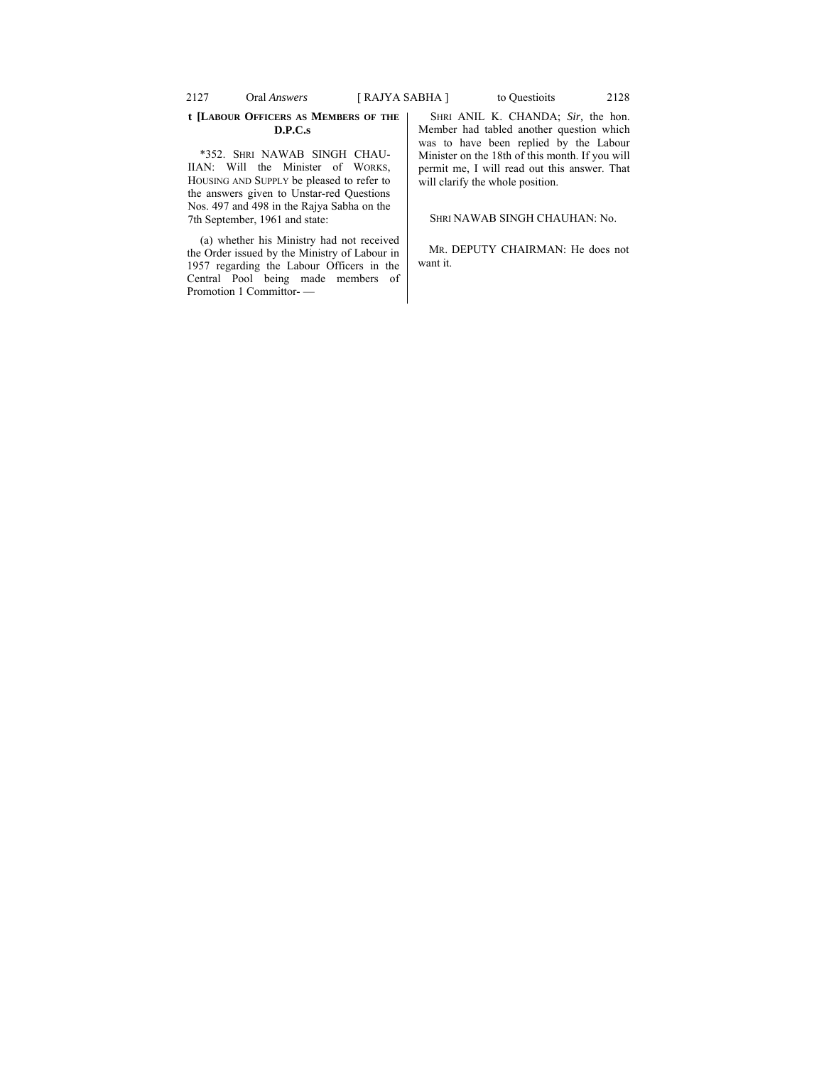**t [LABOUR OFFICERS AS MEMBERS OF THE D.P.C.s**

*352. SHRI NAWAB SINGH CHAU-IIAN: Will the Minister of WORKS, HOUSING AND SUPPLY be pleased to refer to the answers given to Unstar-red Questions Nos. 497 and 498 in the Rajya Sabha on the 7th September, 1961 and state:

(a) whether his Ministry had not received the Order issued by the Ministry of Labour in 1957 regarding the Labour Officers in the Central Pool being made members of Promotion 1 Committor- —

SHRI ANIL K. CHANDA; *Sir,* the hon. Member had tabled another question which was to have been replied by the Labour Minister on the 18th of this month. If you will permit me, I will read out this answer. That will clarify the whole position.

SHRI NAWAB SINGH CHAUHAN: No.

MR. DEPUTY CHAIRMAN: He does not want it.